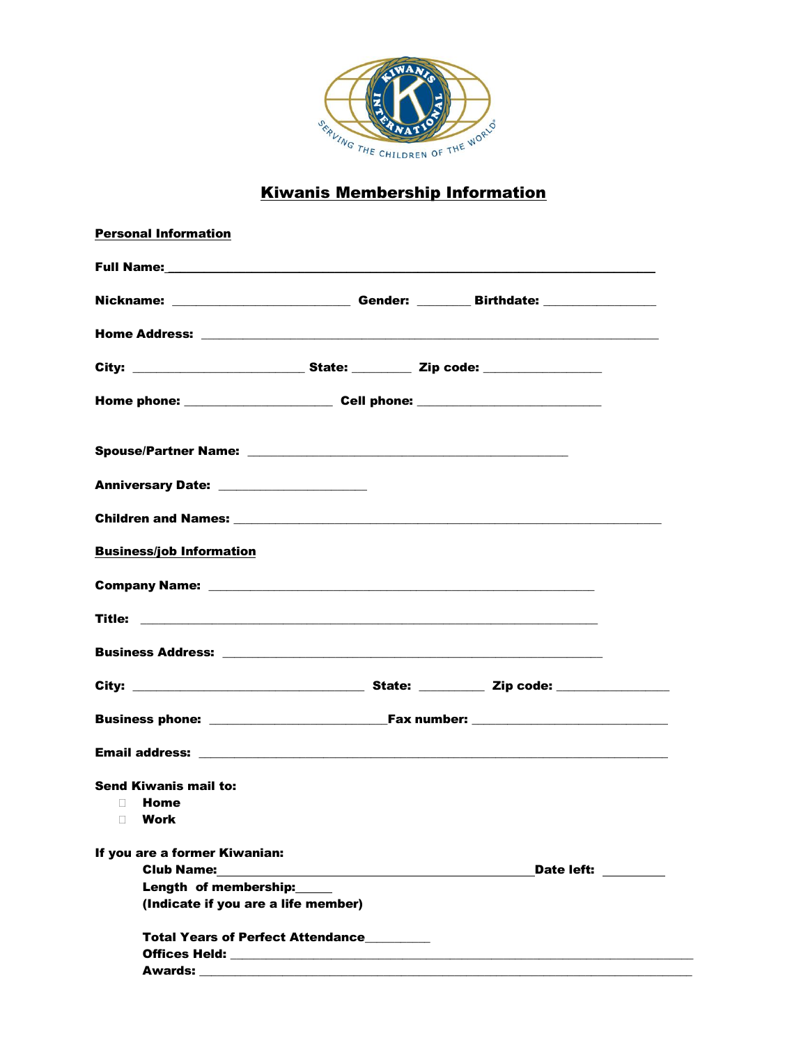# Kiwanis Membership Information

**Personal Information**

**Full Name:** \_\_\_\_\_\_\_\_\_\_\_\_\_\_\_\_\_\_\_\_\_\_\_\_\_\_\_\_\_\_\_\_\_\_\_\_\_\_\_\_\_\_\_\_\_\_\_\_\_\_\_\_\_\_\_\_\_\_

**Nickname:** \_\_\_\_\_\_\_\_\_\_\_\_\_\_\_\_\_\_\_\_\_\_ **Gender:** \_\_\_\_\_\_\_ **Birthdate:** \_\_\_\_\_\_\_\_\_\_\_\_\_\_

**Home Address:** \_\_\_\_\_\_\_\_\_\_\_\_\_\_\_\_\_\_\_\_\_\_\_\_\_\_\_\_\_\_\_\_\_\_\_\_\_\_\_\_\_\_\_\_\_\_\_\_\_\_\_\_\_\_

**City:** \_\_\_\_\_\_\_\_\_\_\_\_\_\_\_\_\_\_\_\_\_\_ **State:** \_\_\_\_\_\_\_\_ **Zip code:** \_\_\_\_\_\_\_\_\_\_\_\_\_\_\_

**Home phone:** \_\_\_\_\_\_\_\_\_\_\_\_\_\_\_\_\_\_\_ **Cell phone:** \_\_\_\_\_\_\_\_\_\_\_\_\_\_\_\_\_\_\_\_\_\_\_

**Spouse/Partner Name:** \_\_\_\_\_\_\_\_\_\_\_\_\_\_\_\_\_\_\_\_\_\_\_\_\_\_\_\_\_\_\_\_\_\_\_\_\_\_\_\_\_

**Anniversary Date:** \_\_\_\_\_\_\_\_\_\_\_\_\_\_\_\_\_\_\_

**Children and Names:** \_\_\_\_\_\_\_\_\_\_\_\_\_\_\_\_\_\_\_\_\_\_\_\_\_\_\_\_\_\_\_\_\_\_\_\_\_\_\_\_\_\_\_\_\_\_\_\_\_\_\_\_

**Business/job Information**

**Company Name:** \_\_\_\_\_\_\_\_\_\_\_\_\_\_\_\_\_\_\_\_\_\_\_\_\_\_\_\_\_\_\_\_\_\_\_\_\_\_\_\_\_\_\_\_\_\_\_

**Title:** \_\_\_\_\_\_\_\_\_\_\_\_\_\_\_\_\_\_\_\_\_\_\_\_\_\_\_\_\_\_\_\_\_\_\_\_\_\_\_\_\_\_\_\_\_\_\_\_\_\_\_\_\_\_\_\_

**Business Address:** \_\_\_\_\_\_\_\_\_\_\_\_\_\_\_\_\_\_\_\_\_\_\_\_\_\_\_\_\_\_\_\_\_\_\_\_\_\_\_\_\_\_\_\_\_

**City:** \_\_\_\_\_\_\_\_\_\_\_\_\_\_\_\_\_\_\_\_\_\_\_\_\_\_\_\_\_ **State:** \_\_\_\_\_\_\_\_ **Zip code:** \_\_\_\_\_\_\_\_\_\_\_\_\_\_

**Business phone:** \_\_\_\_\_\_\_\_\_\_\_\_\_\_\_\_\_\_\_\_\_\_\_ **Fax number:** \_\_\_\_\_\_\_\_\_\_\_\_\_\_\_\_\_\_\_\_\_\_\_\_

**Email address:** \_\_\_\_\_\_\_\_\_\_\_\_\_\_\_\_\_\_\_\_\_\_\_\_\_\_\_\_\_\_\_\_\_\_\_\_\_\_\_\_\_\_\_\_\_\_\_\_\_\_\_\_\_\_\_\_

**Send Kiwanis mail to:**

- ☐ **Home**
- ☐ **Work**

**If you are a former Kiwanian:**

**Club Name:** \_\_\_\_\_\_\_\_\_\_\_\_\_\_\_\_\_\_\_\_\_\_\_\_\_\_\_\_\_\_\_\_\_\_\_\_\_\_\_\_ **Date left:** \_\_\_\_\_\_\_\_

**Length of membership:** \_\_\_\_\_

**(Indicate if you are a life member)**

**Total Years of Perfect Attendance** \_\_\_\_\_\_\_\_\_

**Offices Held:** \_\_\_\_\_\_\_\_\_\_\_\_\_\_\_\_\_\_\_\_\_\_\_\_\_\_\_\_\_\_\_\_\_\_\_\_\_\_\_\_\_\_\_\_\_\_\_\_\_\_\_\_\_\_\_\_

**Awards:** \_\_\_\_\_\_\_\_\_\_\_\_\_\_\_\_\_\_\_\_\_\_\_\_\_\_\_\_\_\_\_\_\_\_\_\_\_\_\_\_\_\_\_\_\_\_\_\_\_\_\_\_\_\_\_\_\_\_\_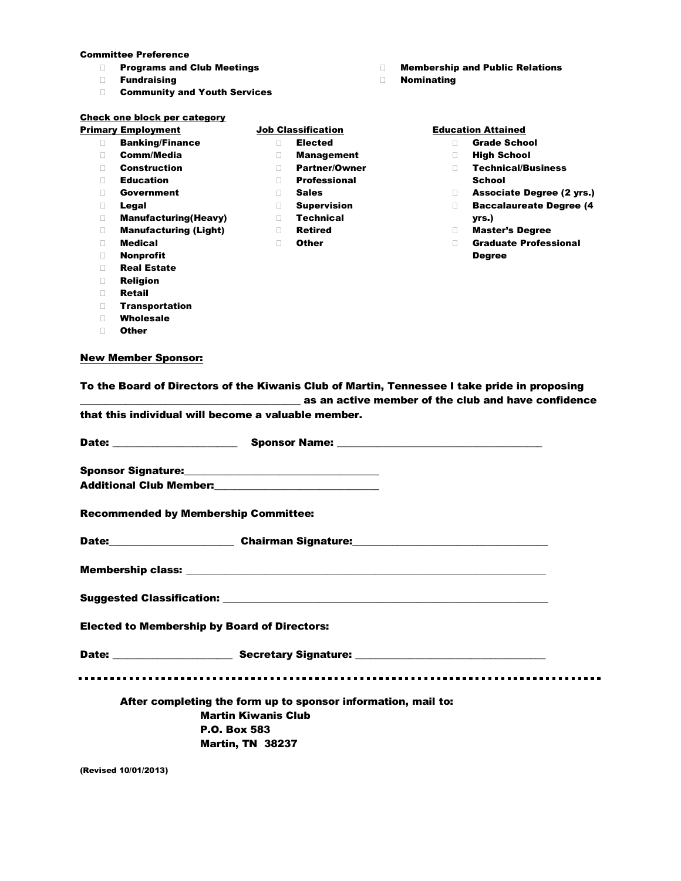**Committee Preference**

- Programs and Club Meetings
- Fundraising
- Community and Youth Services
- Membership and Public Relations
- Nominating

**Check one block per category**

**Primary Employment**

- Banking/Finance
- Comm/Media
- Construction
- Education
- Government
- Legal
- Manufacturing(Heavy)
- Manufacturing (Light)
- Medical
- Nonprofit
- Real Estate
- Religion
- Retail
- Transportation
- Wholesale
- Other

**Job Classification**

- Elected
- Management
- Partner/Owner
- Professional
- Sales
- Supervision
- Technical
- Retired
- Other

**Education Attained**

- Grade School
- High School
- Technical/Business School
- Associate Degree (2 yrs.)
- Baccalaureate Degree (4 yrs.)
- Master's Degree
- Graduate Professional Degree

**New Member Sponsor:**

**To the Board of Directors of the Kiwanis Club of Martin, Tennessee I take pride in proposing ________________________________________ as an active member of the club and have confidence that this individual will become a valuable member.**

**Date:** ______________________ **Sponsor Name:** ____________________________________

**Sponsor Signature:**__________________________________

**Additional Club Member:**_____________________________

**Recommended by Membership Committee:**

**Date:**______________________ **Chairman Signature:**__________________________________

**Membership class:** _________________________________________________________________

**Suggested Classification:** ___________________________________________________________

**Elected to Membership by Board of Directors:**

**Date:** _____________________ **Secretary Signature:** ________________________________

................................................................................

**After completing the form up to sponsor information, mail to:**

**Martin Kiwanis Club**
**P.O. Box 583**
**Martin, TN 38237**

**(Revised 10/01/2013)**